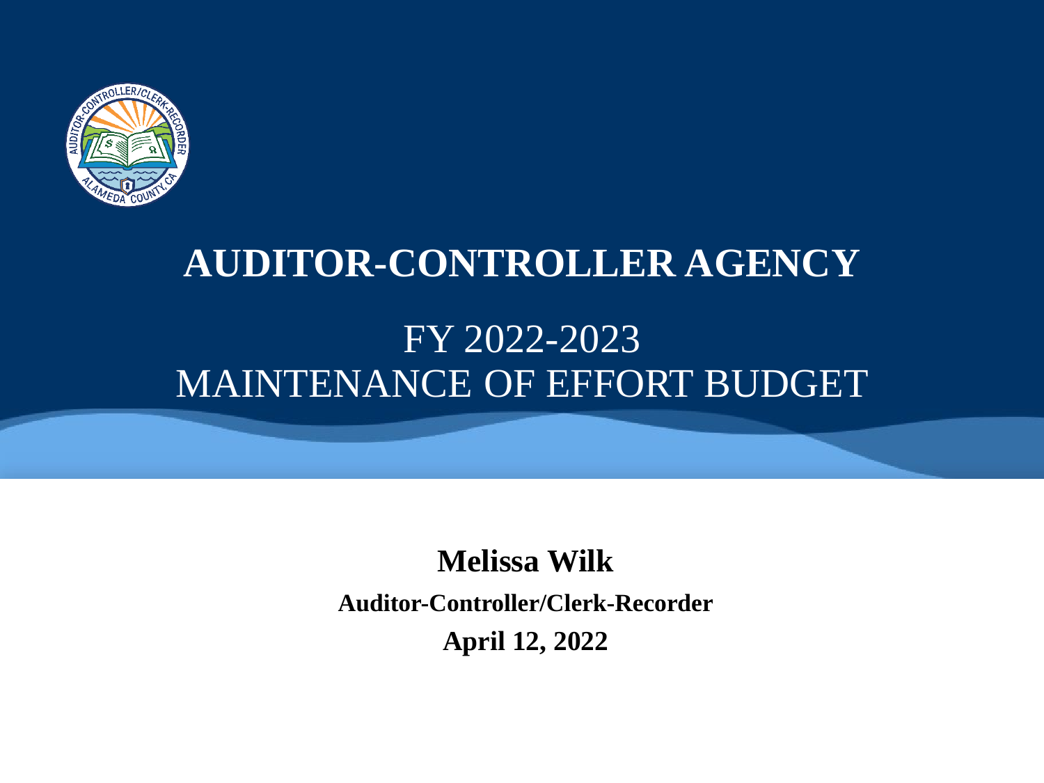# AUDITOR-CONTROLLER AGENCY

## FY 2022-2023
## MAINTENANCE OF EFFORT BUDGET

**Melissa Wilk**

**Auditor-Controller/Clerk-Recorder**

**April 12, 2022**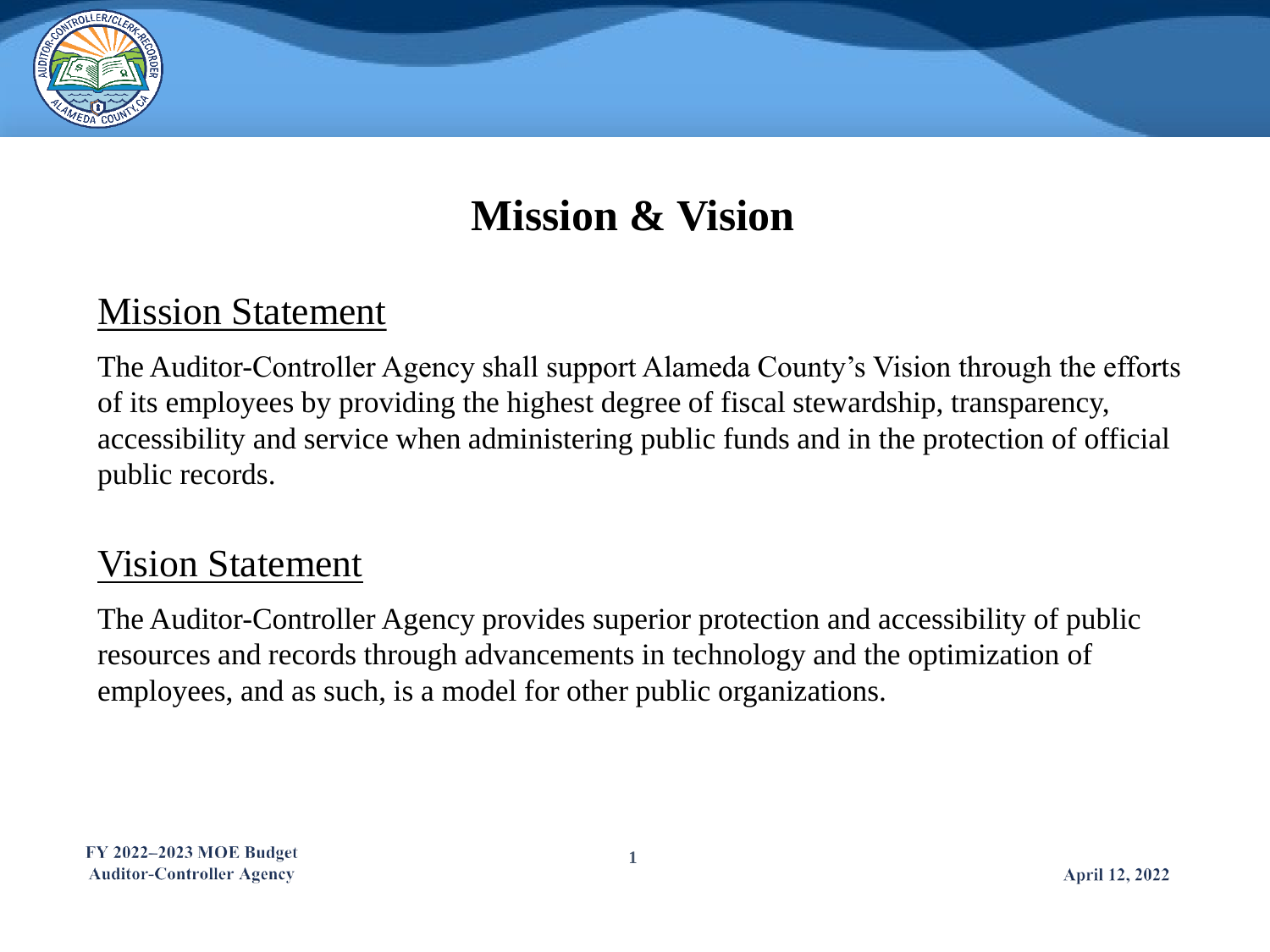# Mission & Vision

## Mission Statement

The Auditor-Controller Agency shall support Alameda County's Vision through the efforts of its employees by providing the highest degree of fiscal stewardship, transparency, accessibility and service when administering public funds and in the protection of official public records.

## Vision Statement

The Auditor-Controller Agency provides superior protection and accessibility of public resources and records through advancements in technology and the optimization of employees, and as such, is a model for other public organizations.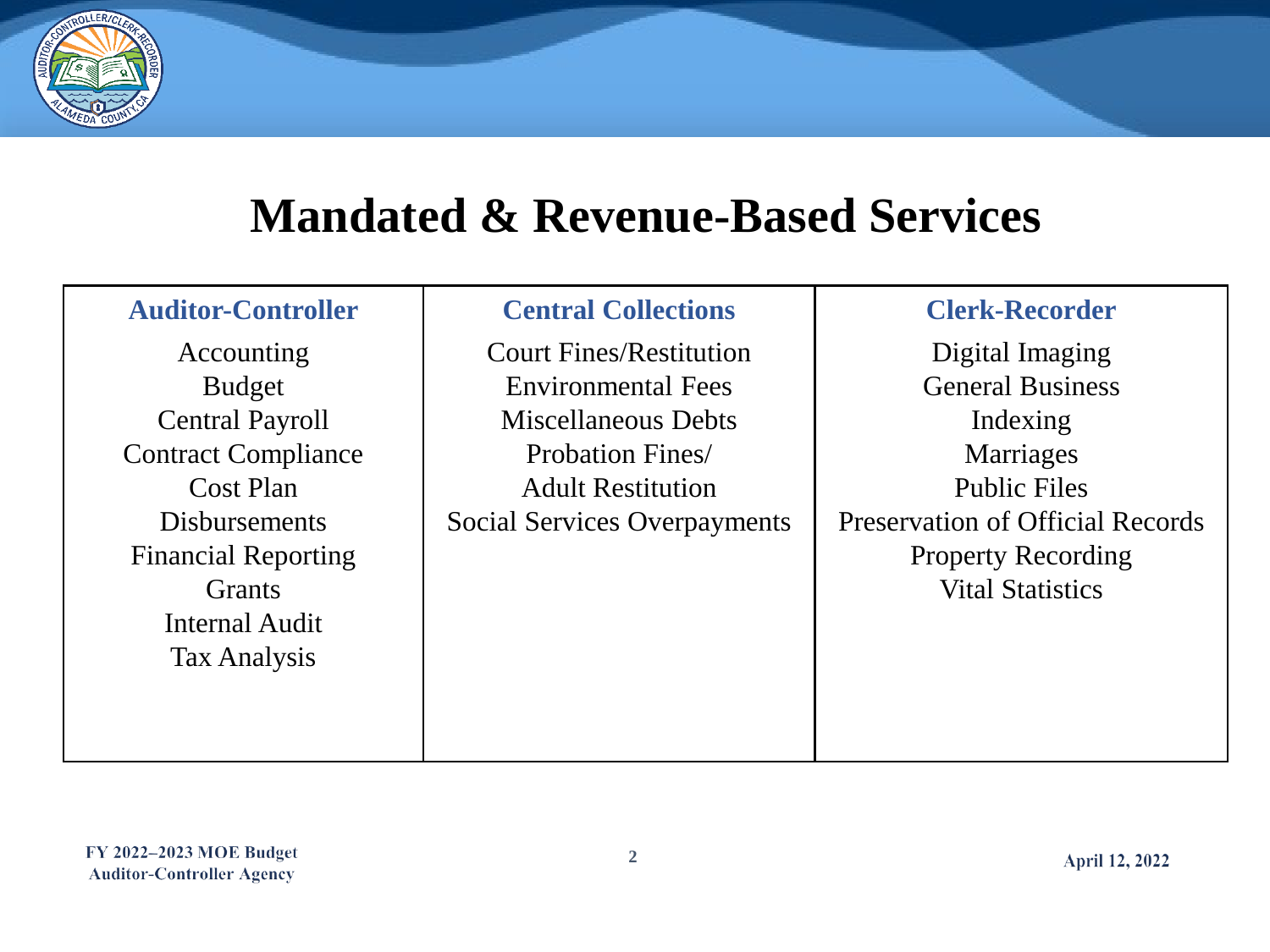# Mandated & Revenue-Based Services

| Auditor-Controller | Central Collections | Clerk-Recorder |
|---|---|---|
| Accounting | Court Fines/Restitution | Digital Imaging |
| Budget | Environmental Fees | General Business |
| Central Payroll | Miscellaneous Debts | Indexing |
| Contract Compliance | Probation Fines/ Adult Restitution | Marriages |
| Cost Plan | Social Services Overpayments | Public Files |
| Disbursements | | Preservation of Official Records |
| Financial Reporting | | Property Recording |
| Grants | | Vital Statistics |
| Internal Audit | | |
| Tax Analysis | | |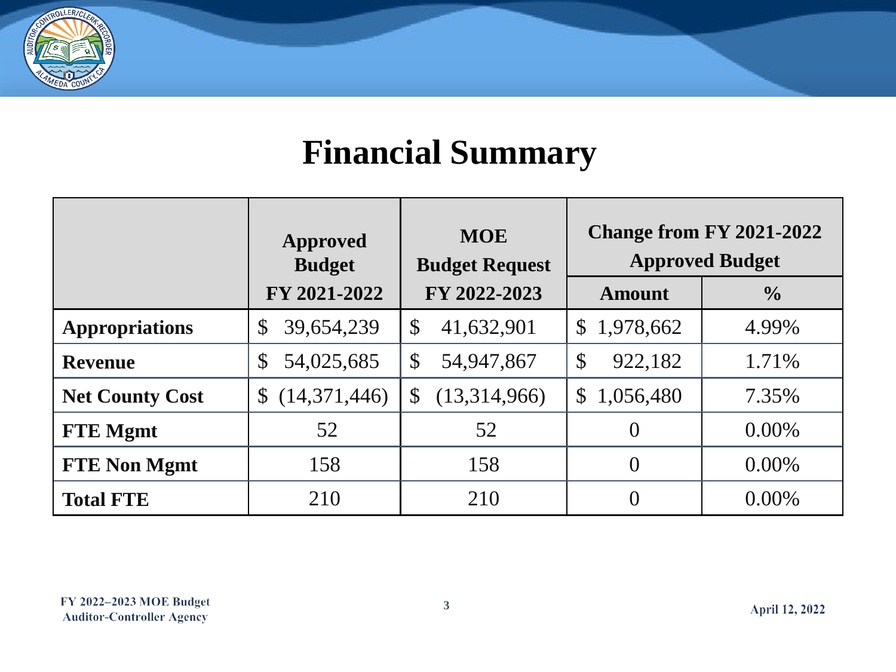# Financial Summary

| | Approved Budget FY 2021-2022 | MOE Budget Request FY 2022-2023 | Change from FY 2021-2022 Approved Budget | |
|---|---|---|---|---|
| | | | Amount | % |
| **Appropriations** | $ 39,654,239 | $ 41,632,901 | $ 1,978,662 | 4.99% |
| **Revenue** | $ 54,025,685 | $ 54,947,867 | $ 922,182 | 1.71% |
| **Net County Cost** | $ (14,371,446) | $ (13,314,966) | $ 1,056,480 | 7.35% |
| **FTE Mgmt** | 52 | 52 | 0 | 0.00% |
| **FTE Non Mgmt** | 158 | 158 | 0 | 0.00% |
| **Total FTE** | 210 | 210 | 0 | 0.00% |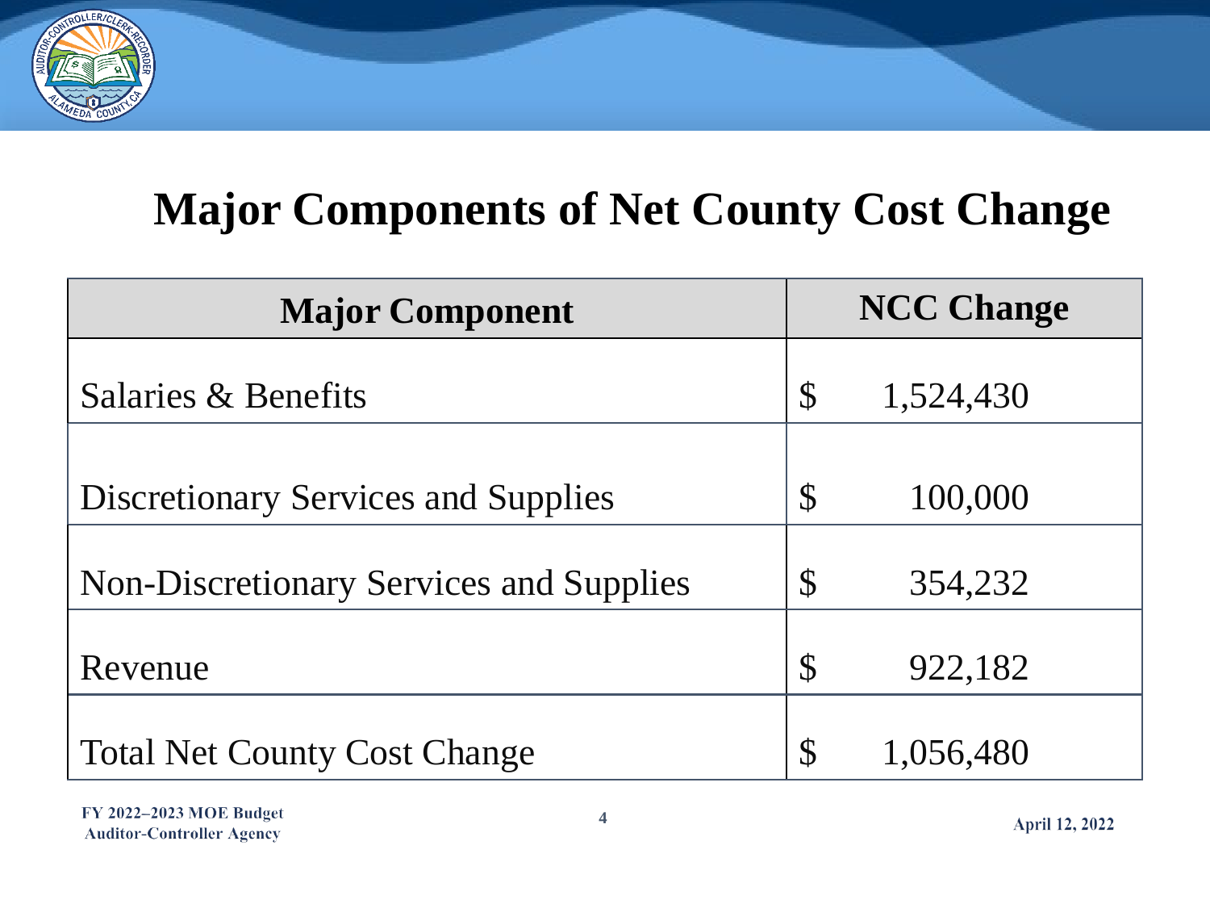# Major Components of Net County Cost Change

| Major Component | NCC Change |
| --- | --- |
| Salaries & Benefits | $ 1,524,430 |
| Discretionary Services and Supplies | $ 100,000 |
| Non-Discretionary Services and Supplies | $ 354,232 |
| Revenue | $ 922,182 |
| Total Net County Cost Change | $ 1,056,480 |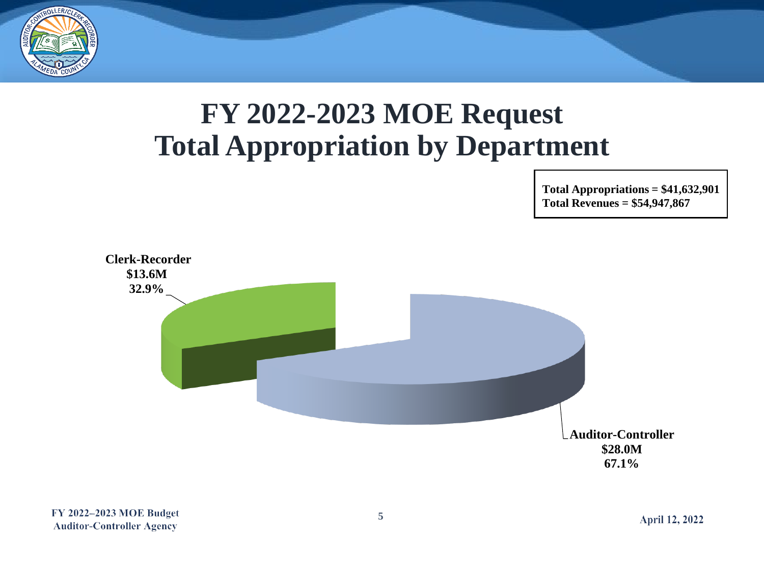# FY 2022-2023 MOE Request
# Total Appropriation by Department

**Total Appropriations = $41,632,901**
**Total Revenues = $54,947,867**

**Clerk-Recorder**
**$13.6M**
**32.9%**

**Auditor-Controller**
**$28.0M**
**67.1%**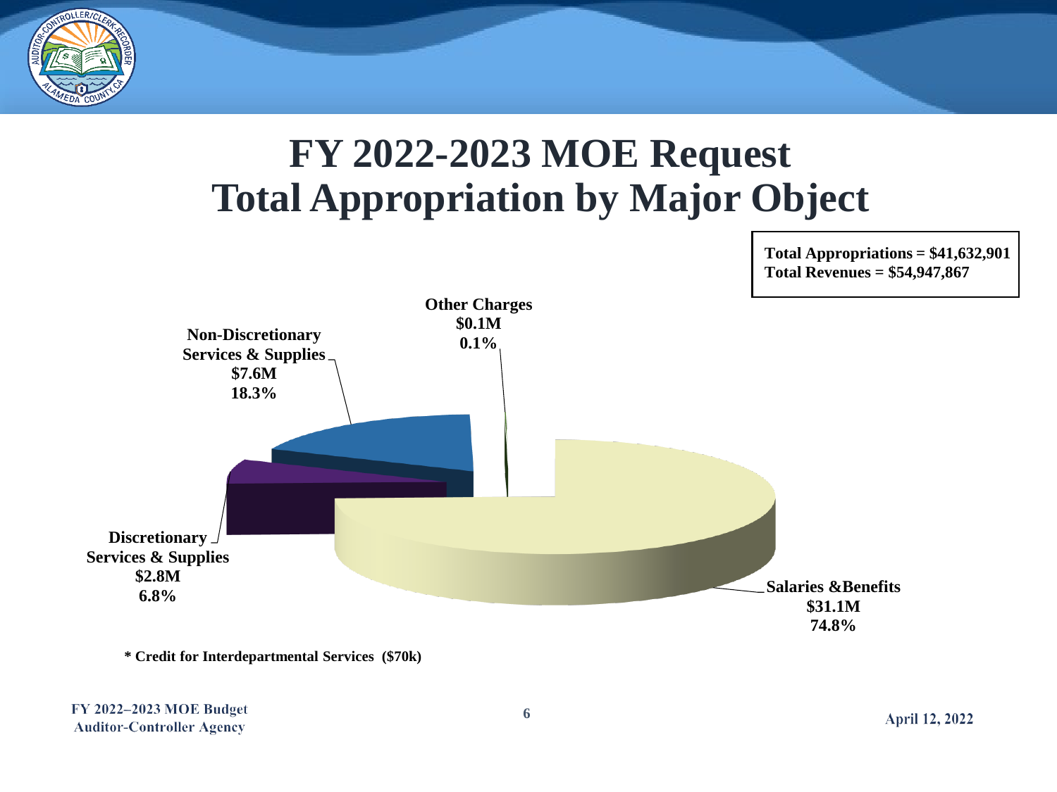# FY 2022-2023 MOE Request
# Total Appropriation by Major Object

**Total Appropriations = $41,632,901**
**Total Revenues = $54,947,867**

**Other Charges**
**$0.1M**
**0.1%**

**Non-Discretionary Services & Supplies**
**$7.6M**
**18.3%**

**Discretionary Services & Supplies**
**$2.8M**
**6.8%**

**Salaries &Benefits**
**$31.1M**
**74.8%**

**\* Credit for Interdepartmental Services ($70k)**

FY 2022–2023 MOE Budget
Auditor-Controller Agency

April 12, 2022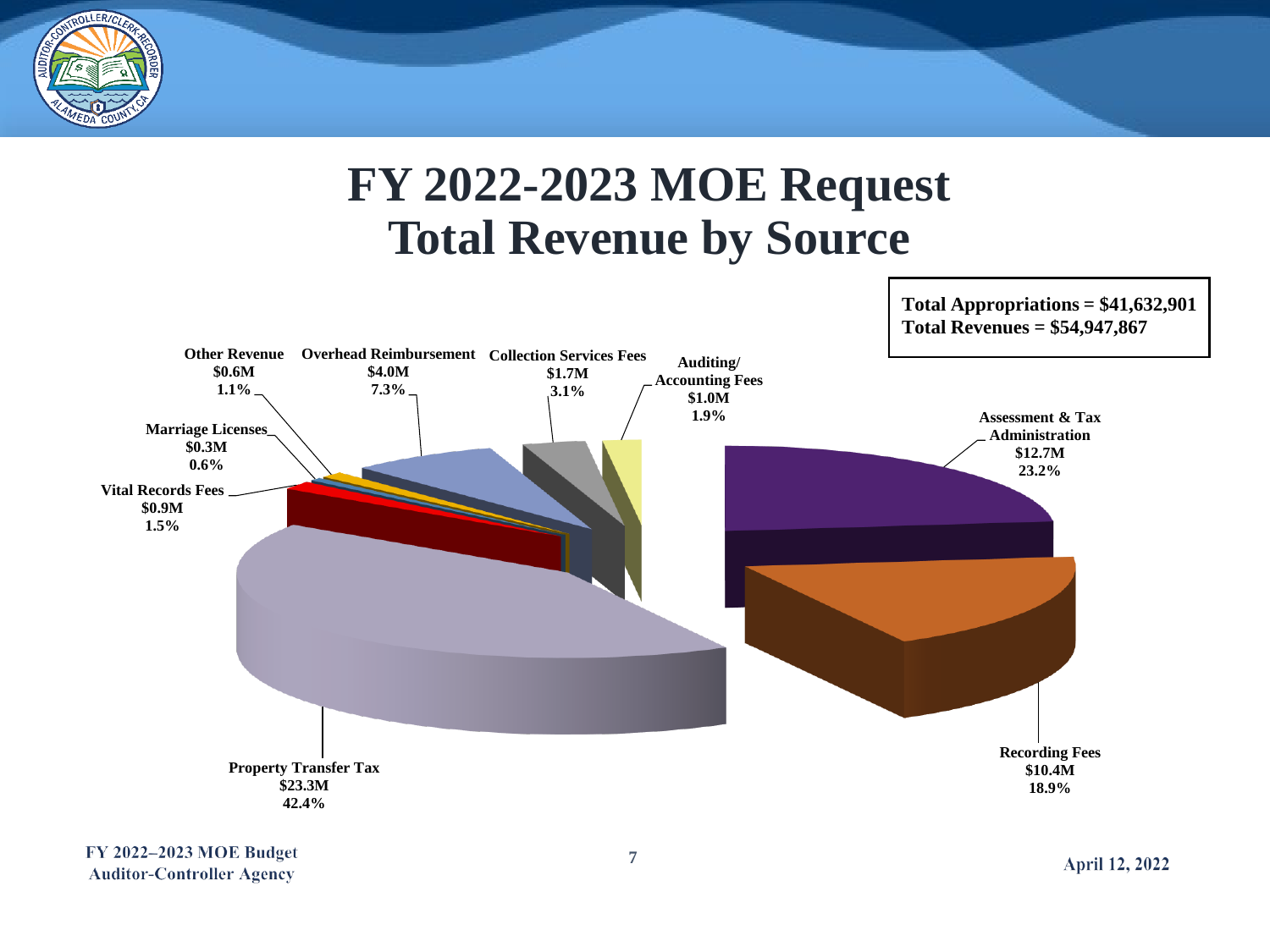# FY 2022-2023 MOE Request
# Total Revenue by Source

**Total Appropriations = $41,632,901**
**Total Revenues = $54,947,867**

| Source | Amount | Percent |
| --- | --- | --- |
| Property Transfer Tax | $23.3M | 42.4% |
| Assessment & Tax Administration | $12.7M | 23.2% |
| Recording Fees | $10.4M | 18.9% |
| Overhead Reimbursement | $4.0M | 7.3% |
| Collection Services Fees | $1.7M | 3.1% |
| Auditing/ Accounting Fees | $1.0M | 1.9% |
| Vital Records Fees | $0.9M | 1.5% |
| Other Revenue | $0.6M | 1.1% |
| Marriage Licenses | $0.3M | 0.6% |

FY 2022–2023 MOE Budget
Auditor-Controller Agency

April 12, 2022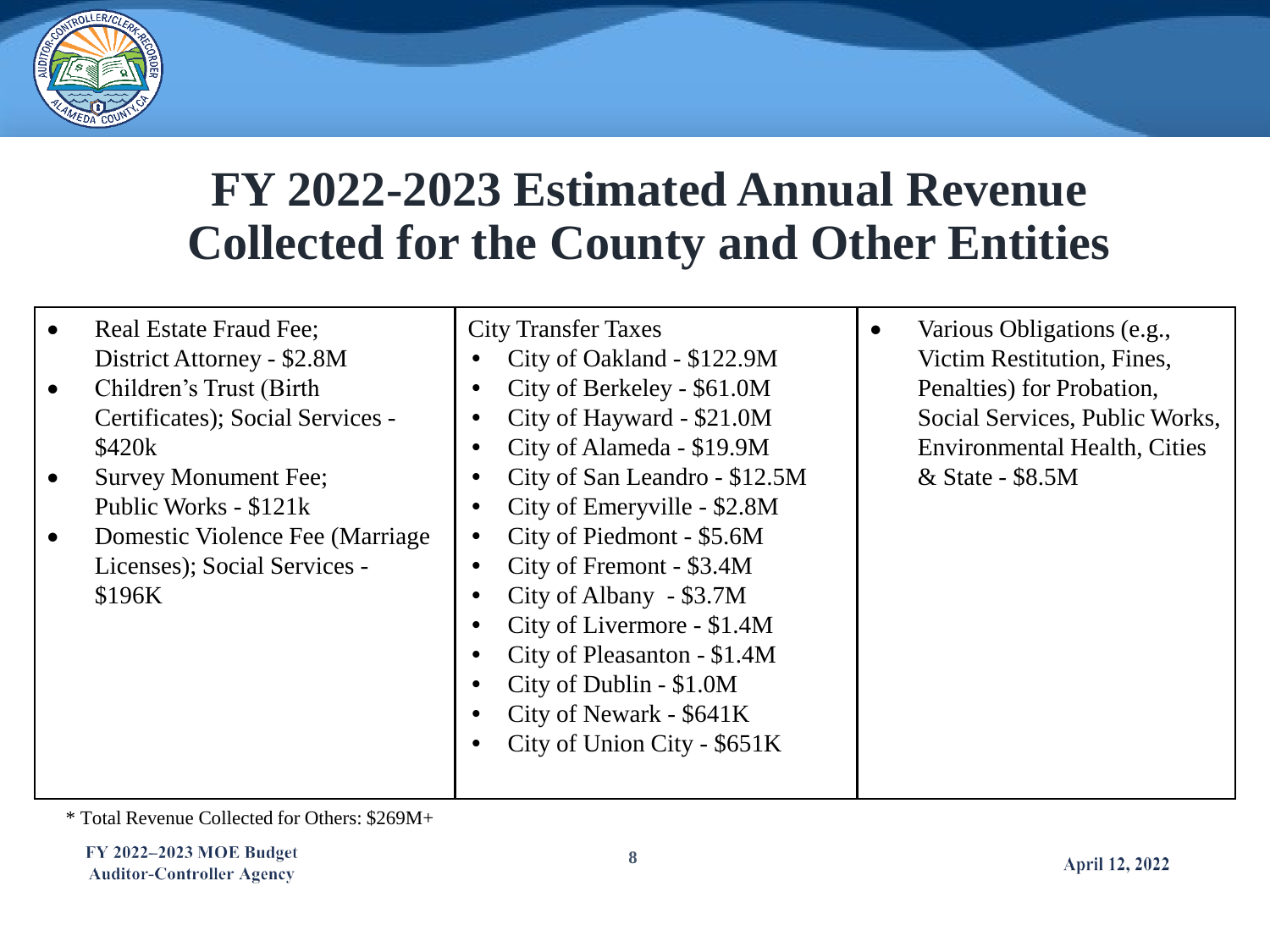# FY 2022-2023 Estimated Annual Revenue Collected for the County and Other Entities

- Real Estate Fraud Fee; District Attorney - $2.8M
- Children's Trust (Birth Certificates); Social Services - $420k
- Survey Monument Fee; Public Works - $121k
- Domestic Violence Fee (Marriage Licenses); Social Services - $196K

City Transfer Taxes

- City of Oakland - $122.9M
- City of Berkeley - $61.0M
- City of Hayward - $21.0M
- City of Alameda - $19.9M
- City of San Leandro - $12.5M
- City of Emeryville - $2.8M
- City of Piedmont - $5.6M
- City of Fremont - $3.4M
- City of Albany - $3.7M
- City of Livermore - $1.4M
- City of Pleasanton - $1.4M
- City of Dublin - $1.0M
- City of Newark - $641K
- City of Union City - $651K

- Various Obligations (e.g., Victim Restitution, Fines, Penalties) for Probation, Social Services, Public Works, Environmental Health, Cities & State - $8.5M

* Total Revenue Collected for Others: $269M+

FY 2022–2023 MOE Budget
Auditor-Controller Agency

April 12, 2022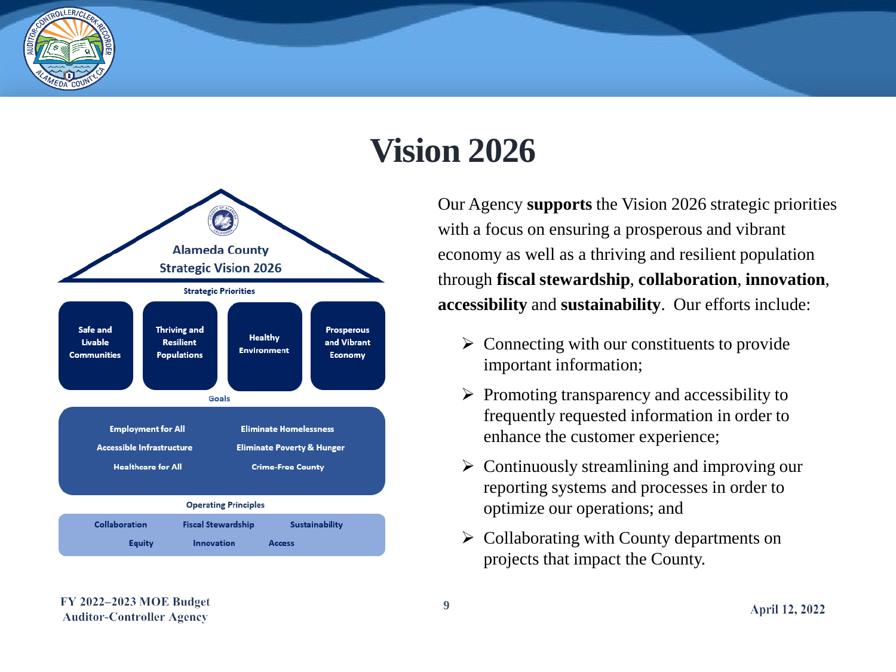# Vision 2026

## Alameda County Strategic Vision 2026

**Strategic Priorities**

- Safe and Livable Communities
- Thriving and Resilient Populations
- Healthy Environment
- Prosperous and Vibrant Economy

**Goals**

- Employment for All
- Eliminate Homelessness
- Accessible Infrastructure
- Eliminate Poverty & Hunger
- Healthcare for All
- Crime-Free County

**Operating Principles**

- Collaboration
- Fiscal Stewardship
- Sustainability
- Equity
- Innovation
- Access

Our Agency **supports** the Vision 2026 strategic priorities with a focus on ensuring a prosperous and vibrant economy as well as a thriving and resilient population through **fiscal stewardship**, **collaboration**, **innovation**, **accessibility** and **sustainability**. Our efforts include:

- Connecting with our constituents to provide important information;
- Promoting transparency and accessibility to frequently requested information in order to enhance the customer experience;
- Continuously streamlining and improving our reporting systems and processes in order to optimize our operations; and
- Collaborating with County departments on projects that impact the County.

FY 2022–2023 MOE Budget
Auditor-Controller Agency

April 12, 2022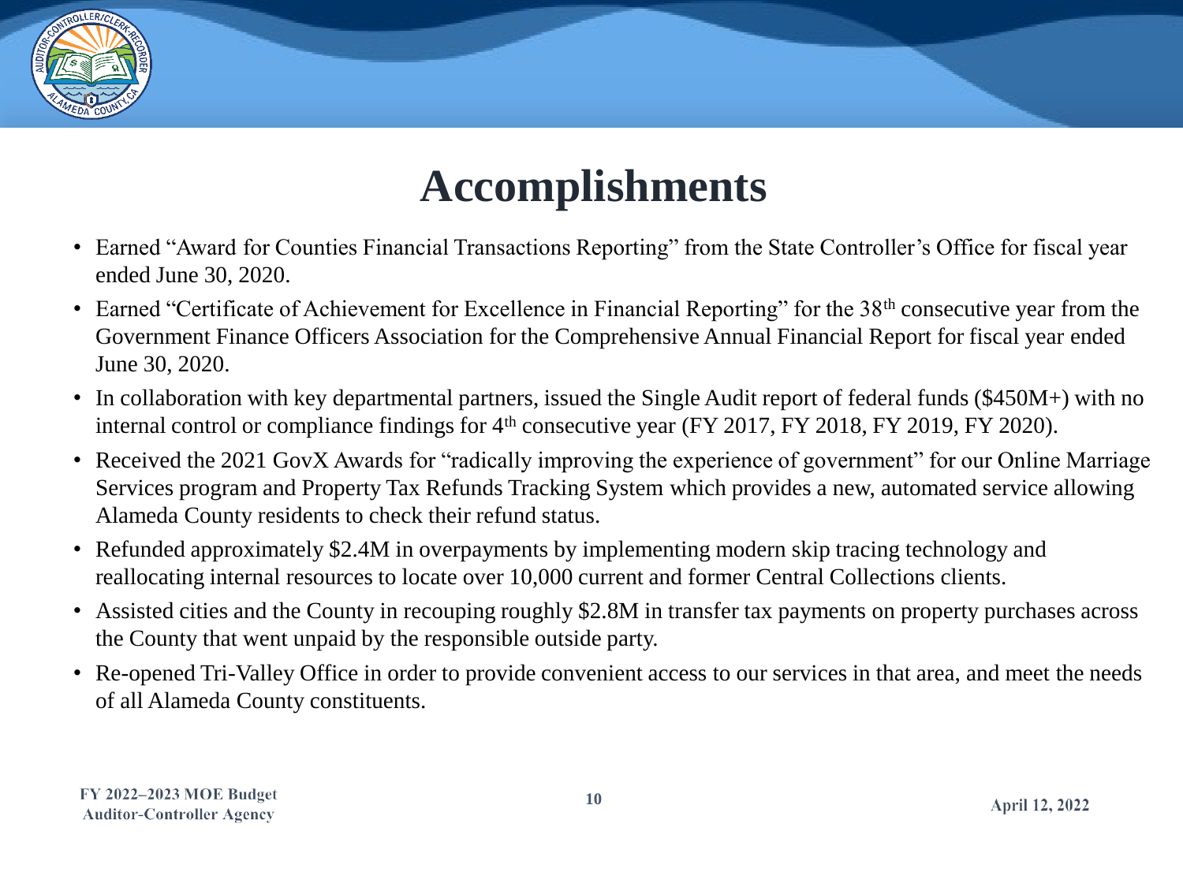# Accomplishments

- Earned "Award for Counties Financial Transactions Reporting" from the State Controller's Office for fiscal year ended June 30, 2020.
- Earned "Certificate of Achievement for Excellence in Financial Reporting" for the 38th consecutive year from the Government Finance Officers Association for the Comprehensive Annual Financial Report for fiscal year ended June 30, 2020.
- In collaboration with key departmental partners, issued the Single Audit report of federal funds ($450M+) with no internal control or compliance findings for 4th consecutive year (FY 2017, FY 2018, FY 2019, FY 2020).
- Received the 2021 GovX Awards for "radically improving the experience of government" for our Online Marriage Services program and Property Tax Refunds Tracking System which provides a new, automated service allowing Alameda County residents to check their refund status.
- Refunded approximately $2.4M in overpayments by implementing modern skip tracing technology and reallocating internal resources to locate over 10,000 current and former Central Collections clients.
- Assisted cities and the County in recouping roughly $2.8M in transfer tax payments on property purchases across the County that went unpaid by the responsible outside party.
- Re-opened Tri-Valley Office in order to provide convenient access to our services in that area, and meet the needs of all Alameda County constituents.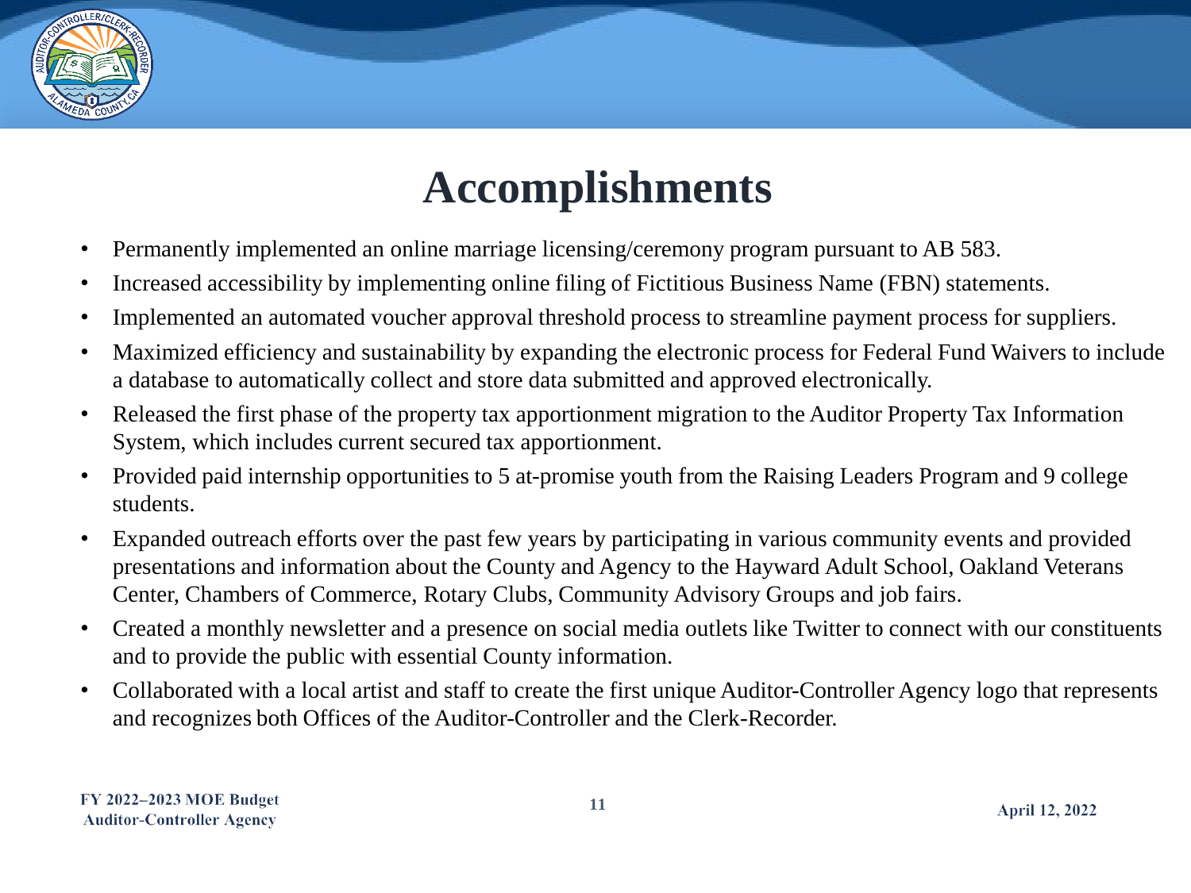# Accomplishments

- Permanently implemented an online marriage licensing/ceremony program pursuant to AB 583.
- Increased accessibility by implementing online filing of Fictitious Business Name (FBN) statements.
- Implemented an automated voucher approval threshold process to streamline payment process for suppliers.
- Maximized efficiency and sustainability by expanding the electronic process for Federal Fund Waivers to include a database to automatically collect and store data submitted and approved electronically.
- Released the first phase of the property tax apportionment migration to the Auditor Property Tax Information System, which includes current secured tax apportionment.
- Provided paid internship opportunities to 5 at-promise youth from the Raising Leaders Program and 9 college students.
- Expanded outreach efforts over the past few years by participating in various community events and provided presentations and information about the County and Agency to the Hayward Adult School, Oakland Veterans Center, Chambers of Commerce, Rotary Clubs, Community Advisory Groups and job fairs.
- Created a monthly newsletter and a presence on social media outlets like Twitter to connect with our constituents and to provide the public with essential County information.
- Collaborated with a local artist and staff to create the first unique Auditor-Controller Agency logo that represents and recognizes both Offices of the Auditor-Controller and the Clerk-Recorder.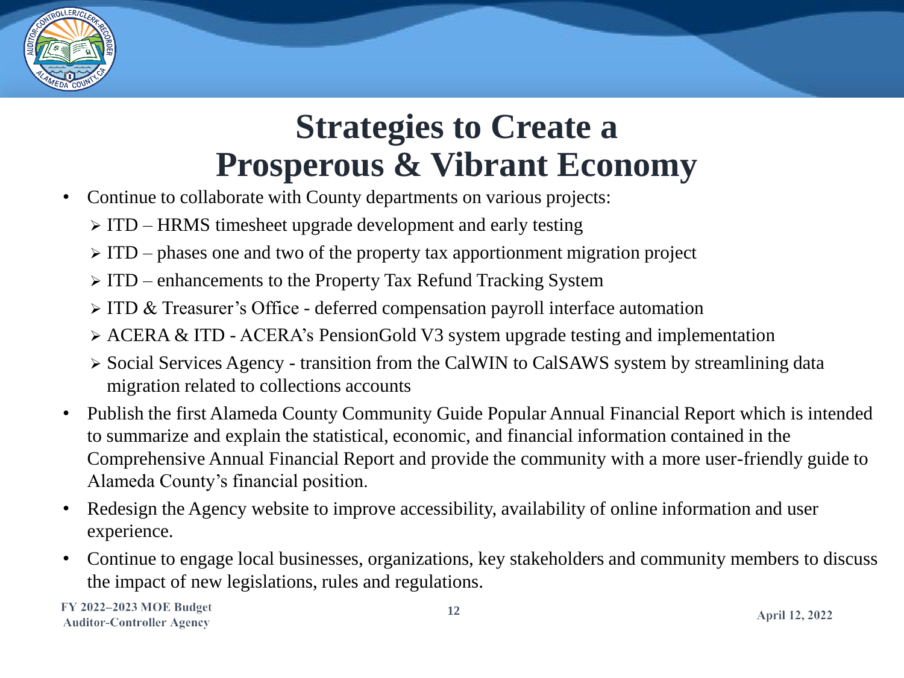# Strategies to Create a Prosperous & Vibrant Economy

- Continue to collaborate with County departments on various projects:
  - ITD – HRMS timesheet upgrade development and early testing
  - ITD – phases one and two of the property tax apportionment migration project
  - ITD – enhancements to the Property Tax Refund Tracking System
  - ITD & Treasurer's Office - deferred compensation payroll interface automation
  - ACERA & ITD - ACERA's PensionGold V3 system upgrade testing and implementation
  - Social Services Agency - transition from the CalWIN to CalSAWS system by streamlining data migration related to collections accounts
- Publish the first Alameda County Community Guide Popular Annual Financial Report which is intended to summarize and explain the statistical, economic, and financial information contained in the Comprehensive Annual Financial Report and provide the community with a more user-friendly guide to Alameda County's financial position.
- Redesign the Agency website to improve accessibility, availability of online information and user experience.
- Continue to engage local businesses, organizations, key stakeholders and community members to discuss the impact of new legislations, rules and regulations.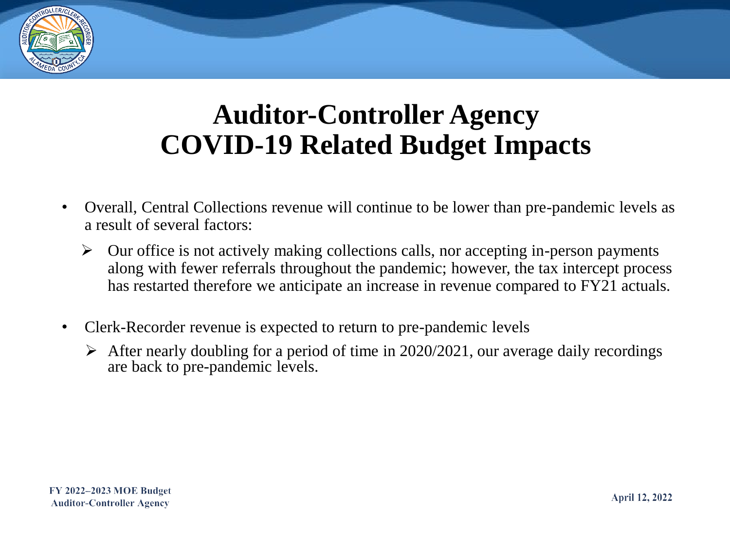# Auditor-Controller Agency COVID-19 Related Budget Impacts

- Overall, Central Collections revenue will continue to be lower than pre-pandemic levels as a result of several factors:
  - Our office is not actively making collections calls, nor accepting in-person payments along with fewer referrals throughout the pandemic; however, the tax intercept process has restarted therefore we anticipate an increase in revenue compared to FY21 actuals.
- Clerk-Recorder revenue is expected to return to pre-pandemic levels
  - After nearly doubling for a period of time in 2020/2021, our average daily recordings are back to pre-pandemic levels.